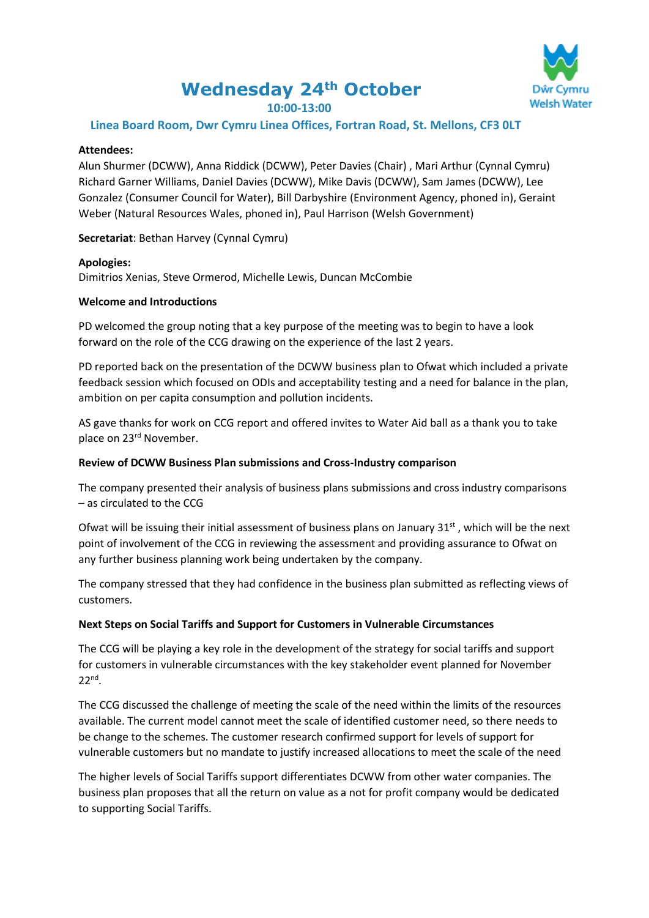# Wednesday 24th October

**10:00-13:00**

**Linea Board Room, Dwr Cymru Linea Offices, Fortran Road, St. Mellons, CF3 0LT**

**Attendees:**
Alun Shurmer (DCWW), Anna Riddick (DCWW), Peter Davies (Chair) , Mari Arthur (Cynnal Cymru) Richard Garner Williams, Daniel Davies (DCWW), Mike Davis (DCWW), Sam James (DCWW), Lee Gonzalez (Consumer Council for Water), Bill Darbyshire (Environment Agency, phoned in), Geraint Weber (Natural Resources Wales, phoned in), Paul Harrison (Welsh Government)

**Secretariat**: Bethan Harvey (Cynnal Cymru)

**Apologies:**
Dimitrios Xenias, Steve Ormerod, Michelle Lewis, Duncan McCombie

**Welcome and Introductions**

PD welcomed the group noting that a key purpose of the meeting was to begin to have a look forward on the role of the CCG drawing on the experience of the last 2 years.

PD reported back on the presentation of the DCWW business plan to Ofwat which included a private feedback session which focused on ODIs and acceptability testing and a need for balance in the plan, ambition on per capita consumption and pollution incidents.

AS gave thanks for work on CCG report and offered invites to Water Aid ball as a thank you to take place on 23rd November.

**Review of DCWW Business Plan submissions and Cross-Industry comparison**

The company presented their analysis of business plans submissions and cross industry comparisons – as circulated to the CCG

Ofwat will be issuing their initial assessment of business plans on January 31st , which will be the next point of involvement of the CCG in reviewing the assessment and providing assurance to Ofwat on any further business planning work being undertaken by the company.

The company stressed that they had confidence in the business plan submitted as reflecting views of customers.

**Next Steps on Social Tariffs and Support for Customers in Vulnerable Circumstances**

The CCG will be playing a key role in the development of the strategy for social tariffs and support for customers in vulnerable circumstances with the key stakeholder event planned for November 22nd.

The CCG discussed the challenge of meeting the scale of the need within the limits of the resources available. The current model cannot meet the scale of identified customer need, so there needs to be change to the schemes. The customer research confirmed support for levels of support for vulnerable customers but no mandate to justify increased allocations to meet the scale of the need

The higher levels of Social Tariffs support differentiates DCWW from other water companies. The business plan proposes that all the return on value as a not for profit company would be dedicated to supporting Social Tariffs.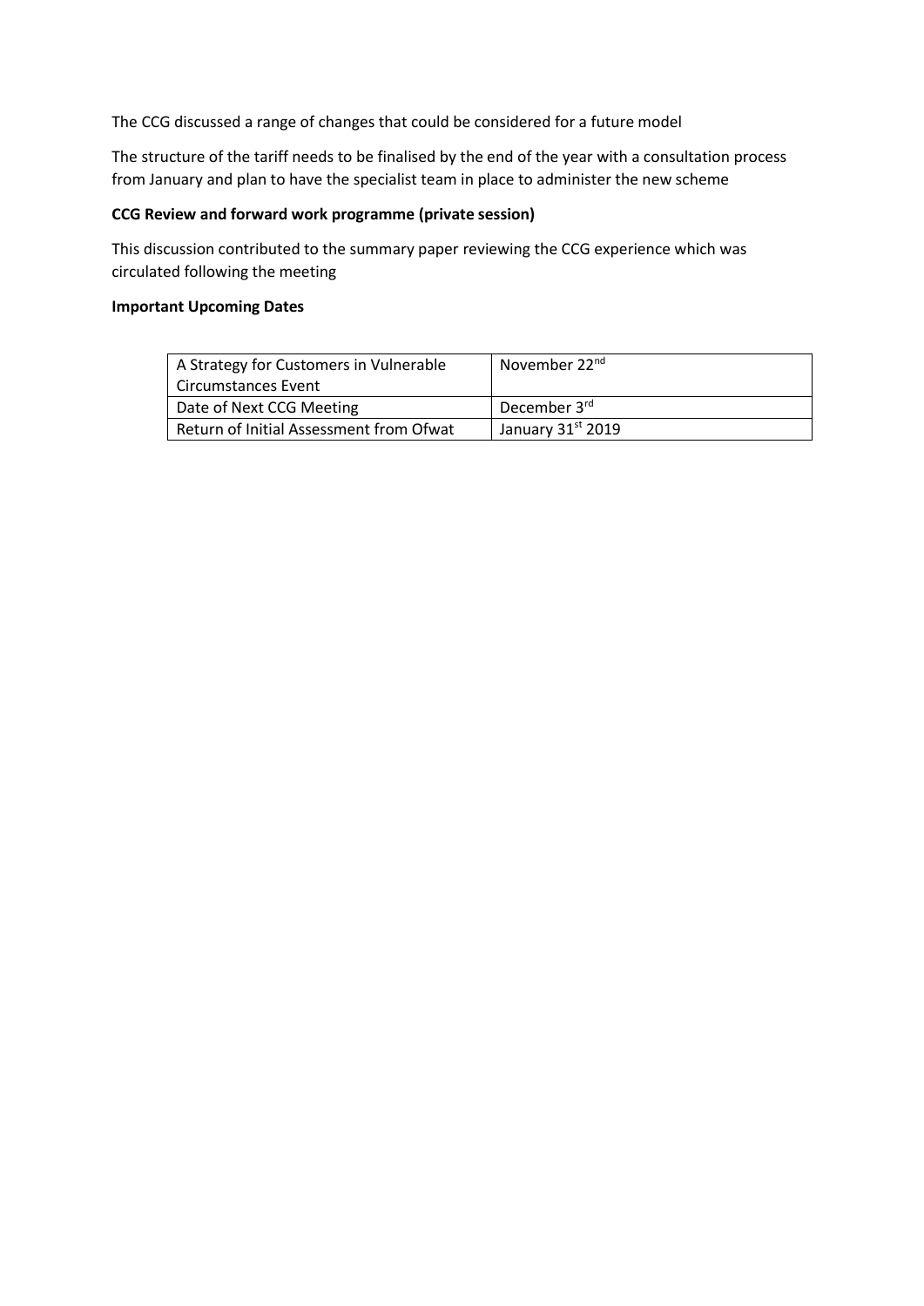The CCG discussed a range of changes that could be considered for a future model

The structure of the tariff needs to be finalised by the end of the year with a consultation process from January and plan to have the specialist team in place to administer the new scheme

**CCG Review and forward work programme (private session)**

This discussion contributed to the summary paper reviewing the CCG experience which was circulated following the meeting

**Important Upcoming Dates**

| | |
|---|---|
| A Strategy for Customers in Vulnerable Circumstances Event | November 22nd |
| Date of Next CCG Meeting | December 3rd |
| Return of Initial Assessment from Ofwat | January 31st 2019 |